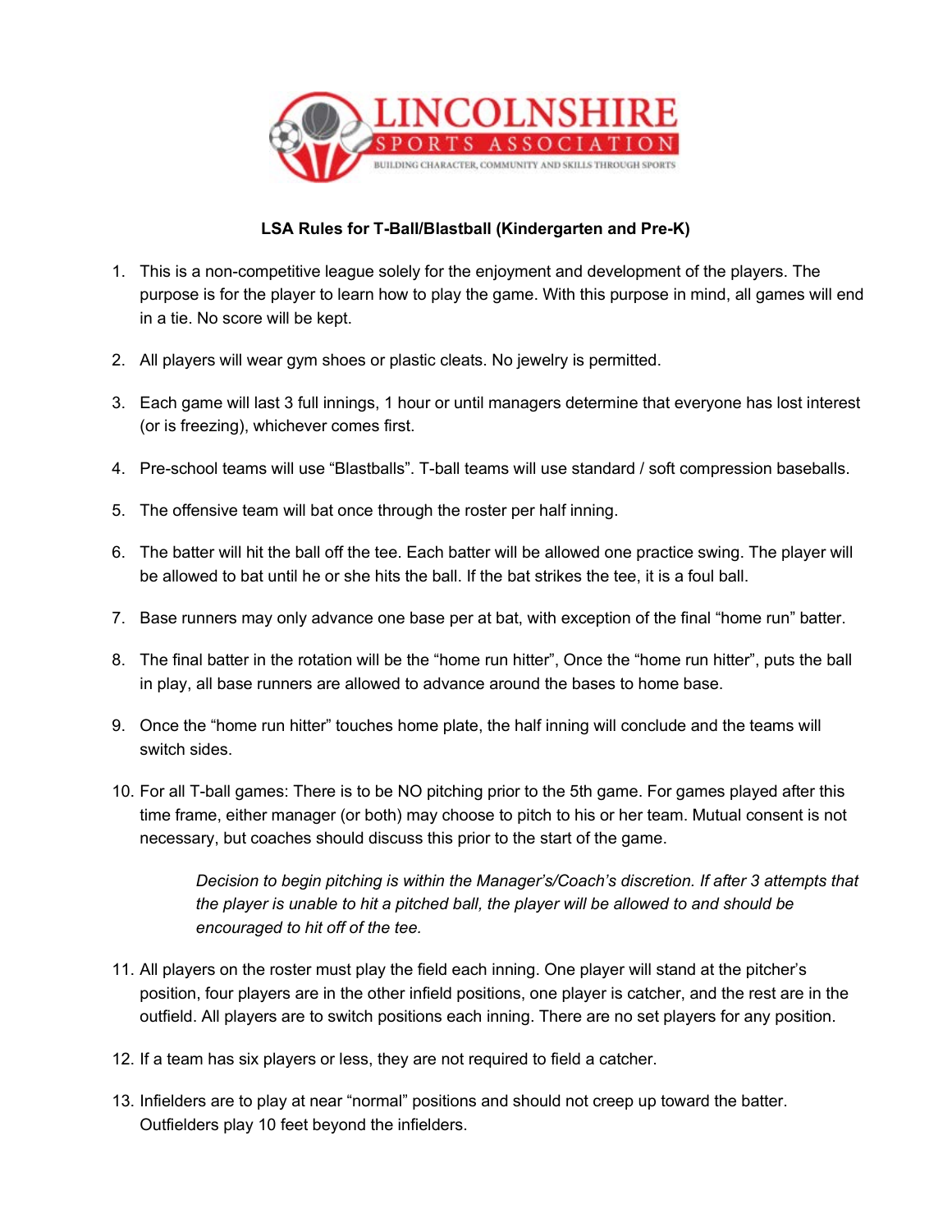# LINCOLNSHIRE SPORTS ASSOCIATION

BUILDING CHARACTER, COMMUNITY AND SKILLS THROUGH SPORTS

**LSA Rules for T-Ball/Blastball (Kindergarten and Pre-K)**

1. This is a non-competitive league solely for the enjoyment and development of the players. The purpose is for the player to learn how to play the game. With this purpose in mind, all games will end in a tie. No score will be kept.

2. All players will wear gym shoes or plastic cleats. No jewelry is permitted.

3. Each game will last 3 full innings, 1 hour or until managers determine that everyone has lost interest (or is freezing), whichever comes first.

4. Pre-school teams will use "Blastballs". T-ball teams will use standard / soft compression baseballs.

5. The offensive team will bat once through the roster per half inning.

6. The batter will hit the ball off the tee. Each batter will be allowed one practice swing. The player will be allowed to bat until he or she hits the ball. If the bat strikes the tee, it is a foul ball.

7. Base runners may only advance one base per at bat, with exception of the final "home run" batter.

8. The final batter in the rotation will be the "home run hitter", Once the "home run hitter", puts the ball in play, all base runners are allowed to advance around the bases to home base.

9. Once the "home run hitter" touches home plate, the half inning will conclude and the teams will switch sides.

10. For all T-ball games: There is to be NO pitching prior to the 5th game. For games played after this time frame, either manager (or both) may choose to pitch to his or her team. Mutual consent is not necessary, but coaches should discuss this prior to the start of the game.

    *Decision to begin pitching is within the Manager's/Coach's discretion. If after 3 attempts that the player is unable to hit a pitched ball, the player will be allowed to and should be encouraged to hit off of the tee.*

11. All players on the roster must play the field each inning. One player will stand at the pitcher's position, four players are in the other infield positions, one player is catcher, and the rest are in the outfield. All players are to switch positions each inning. There are no set players for any position.

12. If a team has six players or less, they are not required to field a catcher.

13. Infielders are to play at near "normal" positions and should not creep up toward the batter. Outfielders play 10 feet beyond the infielders.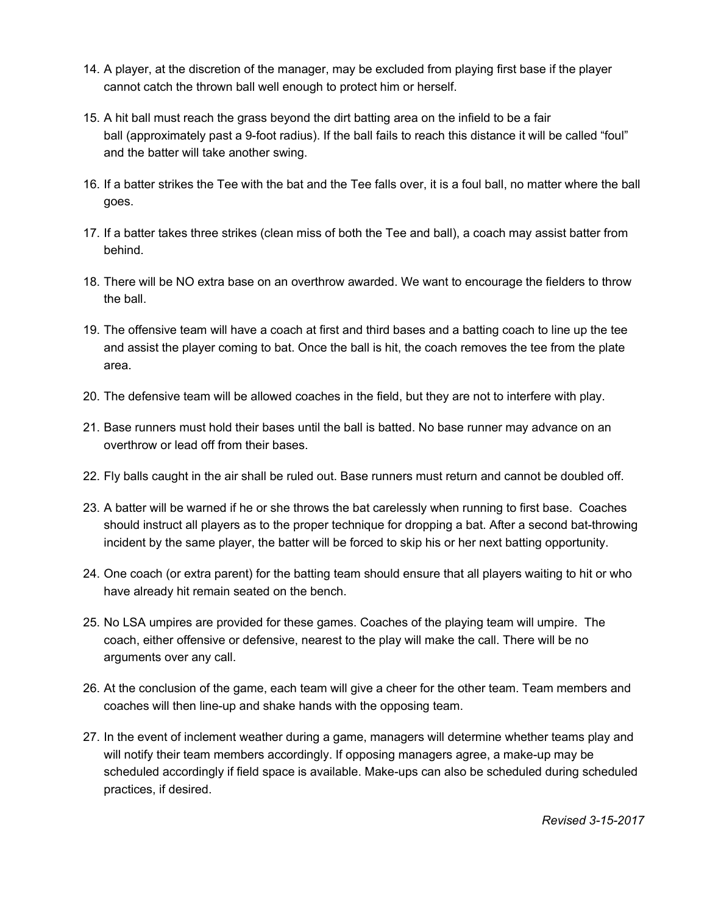14. A player, at the discretion of the manager, may be excluded from playing first base if the player cannot catch the thrown ball well enough to protect him or herself.

15. A hit ball must reach the grass beyond the dirt batting area on the infield to be a fair ball (approximately past a 9-foot radius). If the ball fails to reach this distance it will be called "foul" and the batter will take another swing.

16. If a batter strikes the Tee with the bat and the Tee falls over, it is a foul ball, no matter where the ball goes.

17. If a batter takes three strikes (clean miss of both the Tee and ball), a coach may assist batter from behind.

18. There will be NO extra base on an overthrow awarded. We want to encourage the fielders to throw the ball.

19. The offensive team will have a coach at first and third bases and a batting coach to line up the tee and assist the player coming to bat. Once the ball is hit, the coach removes the tee from the plate area.

20. The defensive team will be allowed coaches in the field, but they are not to interfere with play.

21. Base runners must hold their bases until the ball is batted. No base runner may advance on an overthrow or lead off from their bases.

22. Fly balls caught in the air shall be ruled out. Base runners must return and cannot be doubled off.

23. A batter will be warned if he or she throws the bat carelessly when running to first base. Coaches should instruct all players as to the proper technique for dropping a bat. After a second bat-throwing incident by the same player, the batter will be forced to skip his or her next batting opportunity.

24. One coach (or extra parent) for the batting team should ensure that all players waiting to hit or who have already hit remain seated on the bench.

25. No LSA umpires are provided for these games. Coaches of the playing team will umpire. The coach, either offensive or defensive, nearest to the play will make the call. There will be no arguments over any call.

26. At the conclusion of the game, each team will give a cheer for the other team. Team members and coaches will then line-up and shake hands with the opposing team.

27. In the event of inclement weather during a game, managers will determine whether teams play and will notify their team members accordingly. If opposing managers agree, a make-up may be scheduled accordingly if field space is available. Make-ups can also be scheduled during scheduled practices, if desired.

*Revised 3-15-2017*